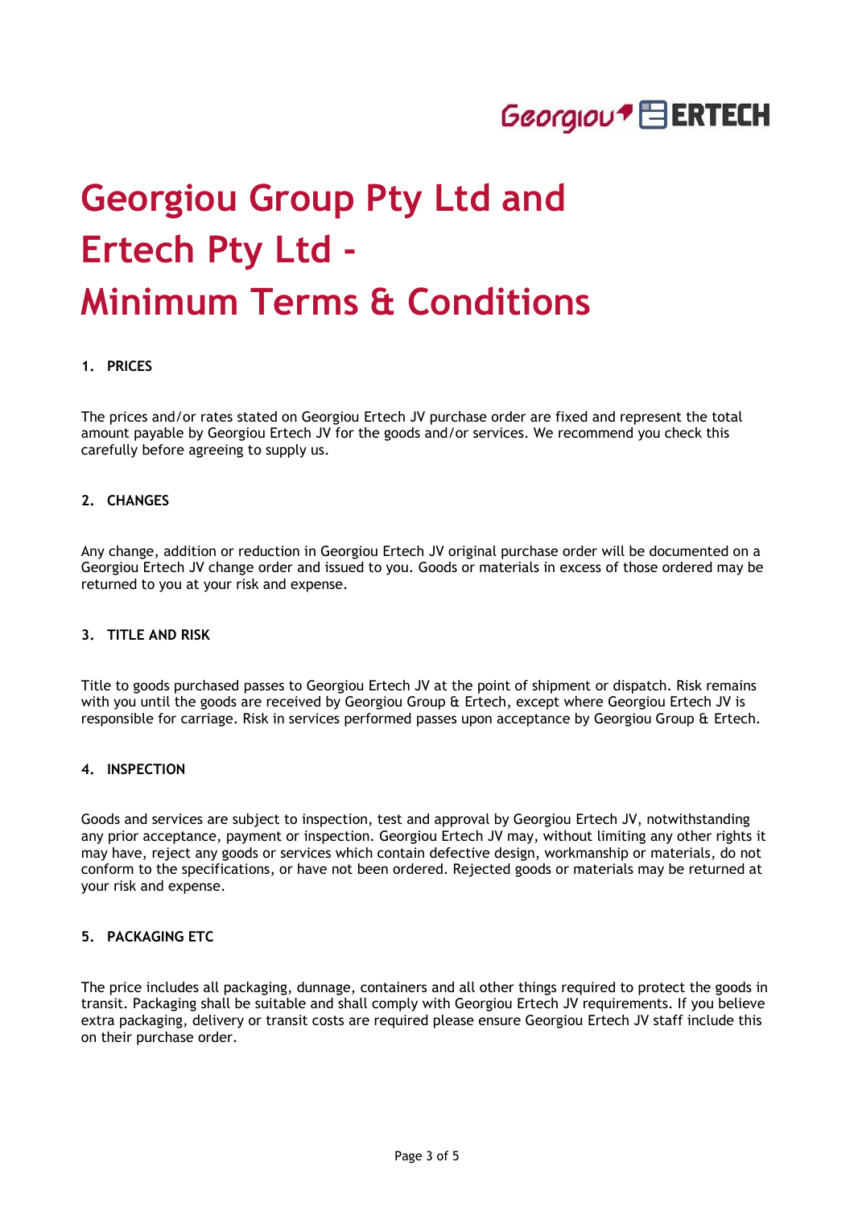# Georgiou Group Pty Ltd and Ertech Pty Ltd - Minimum Terms & Conditions

## 1. PRICES

The prices and/or rates stated on Georgiou Ertech JV purchase order are fixed and represent the total amount payable by Georgiou Ertech JV for the goods and/or services. We recommend you check this carefully before agreeing to supply us.

## 2. CHANGES

Any change, addition or reduction in Georgiou Ertech JV original purchase order will be documented on a Georgiou Ertech JV change order and issued to you. Goods or materials in excess of those ordered may be returned to you at your risk and expense.

## 3. TITLE AND RISK

Title to goods purchased passes to Georgiou Ertech JV at the point of shipment or dispatch. Risk remains with you until the goods are received by Georgiou Group & Ertech, except where Georgiou Ertech JV is responsible for carriage. Risk in services performed passes upon acceptance by Georgiou Group & Ertech.

## 4. INSPECTION

Goods and services are subject to inspection, test and approval by Georgiou Ertech JV, notwithstanding any prior acceptance, payment or inspection. Georgiou Ertech JV may, without limiting any other rights it may have, reject any goods or services which contain defective design, workmanship or materials, do not conform to the specifications, or have not been ordered. Rejected goods or materials may be returned at your risk and expense.

## 5. PACKAGING ETC

The price includes all packaging, dunnage, containers and all other things required to protect the goods in transit. Packaging shall be suitable and shall comply with Georgiou Ertech JV requirements. If you believe extra packaging, delivery or transit costs are required please ensure Georgiou Ertech JV staff include this on their purchase order.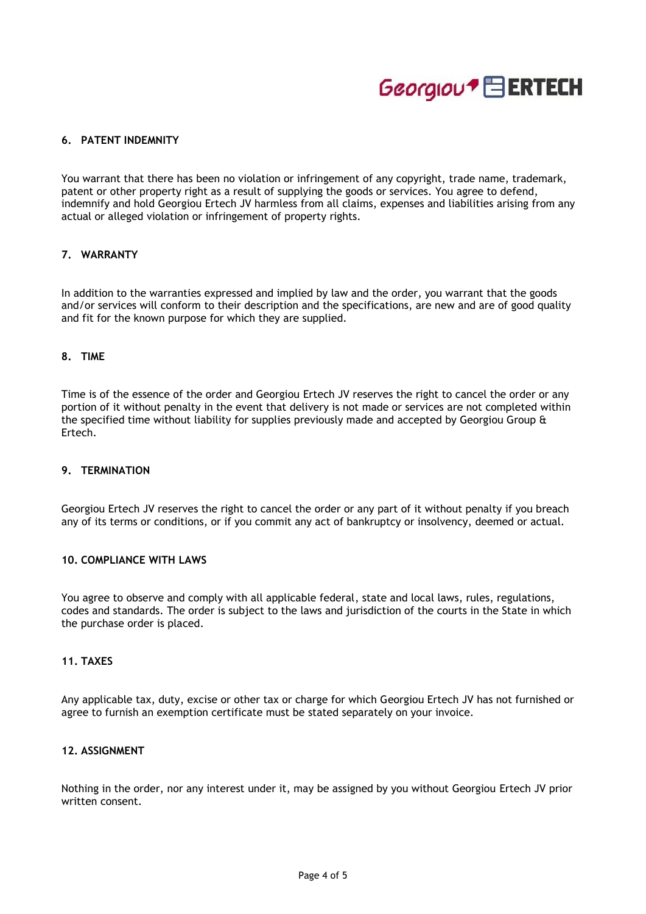## 6. PATENT INDEMNITY

You warrant that there has been no violation or infringement of any copyright, trade name, trademark, patent or other property right as a result of supplying the goods or services. You agree to defend, indemnify and hold Georgiou Ertech JV harmless from all claims, expenses and liabilities arising from any actual or alleged violation or infringement of property rights.

## 7. WARRANTY

In addition to the warranties expressed and implied by law and the order, you warrant that the goods and/or services will conform to their description and the specifications, are new and are of good quality and fit for the known purpose for which they are supplied.

## 8. TIME

Time is of the essence of the order and Georgiou Ertech JV reserves the right to cancel the order or any portion of it without penalty in the event that delivery is not made or services are not completed within the specified time without liability for supplies previously made and accepted by Georgiou Group & Ertech.

## 9. TERMINATION

Georgiou Ertech JV reserves the right to cancel the order or any part of it without penalty if you breach any of its terms or conditions, or if you commit any act of bankruptcy or insolvency, deemed or actual.

## 10. COMPLIANCE WITH LAWS

You agree to observe and comply with all applicable federal, state and local laws, rules, regulations, codes and standards. The order is subject to the laws and jurisdiction of the courts in the State in which the purchase order is placed.

## 11. TAXES

Any applicable tax, duty, excise or other tax or charge for which Georgiou Ertech JV has not furnished or agree to furnish an exemption certificate must be stated separately on your invoice.

## 12. ASSIGNMENT

Nothing in the order, nor any interest under it, may be assigned by you without Georgiou Ertech JV prior written consent.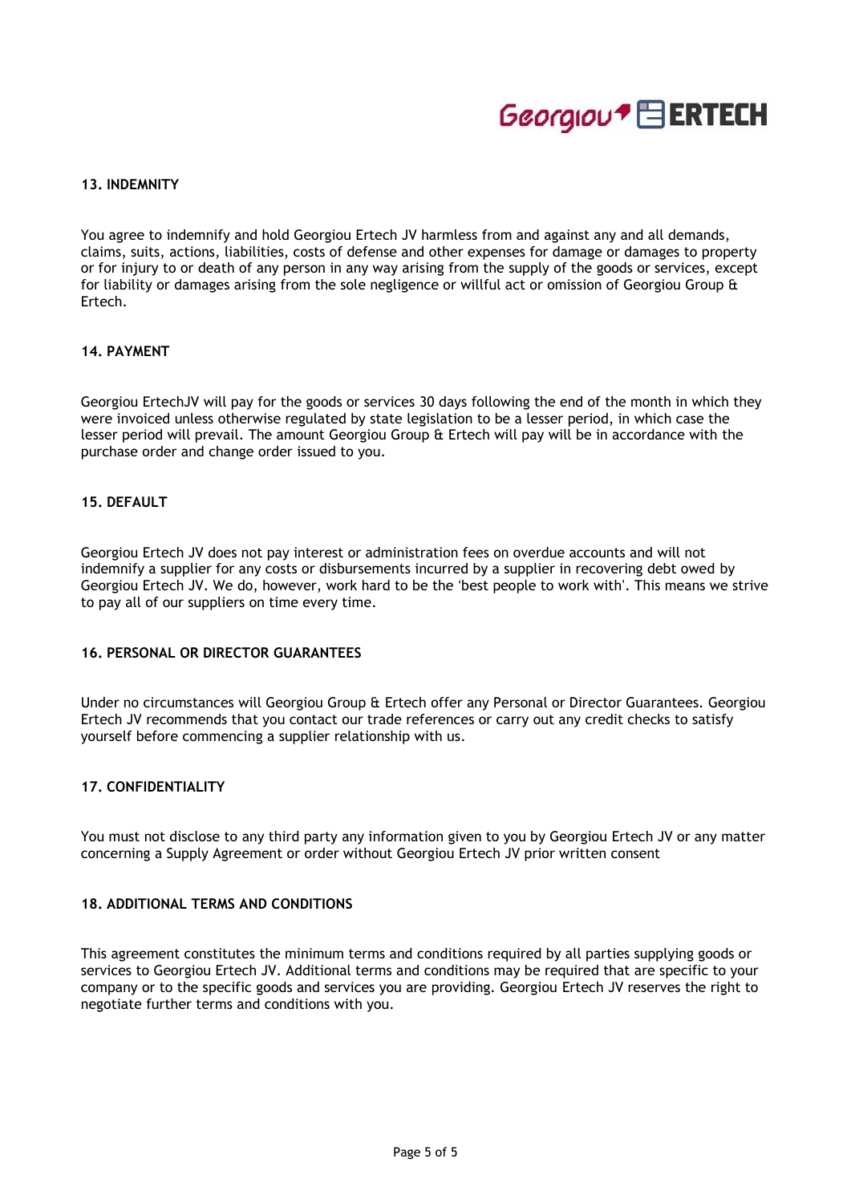## 13. INDEMNITY

You agree to indemnify and hold Georgiou Ertech JV harmless from and against any and all demands, claims, suits, actions, liabilities, costs of defense and other expenses for damage or damages to property or for injury to or death of any person in any way arising from the supply of the goods or services, except for liability or damages arising from the sole negligence or willful act or omission of Georgiou Group & Ertech.

## 14. PAYMENT

Georgiou ErtechJV will pay for the goods or services 30 days following the end of the month in which they were invoiced unless otherwise regulated by state legislation to be a lesser period, in which case the lesser period will prevail. The amount Georgiou Group & Ertech will pay will be in accordance with the purchase order and change order issued to you.

## 15. DEFAULT

Georgiou Ertech JV does not pay interest or administration fees on overdue accounts and will not indemnify a supplier for any costs or disbursements incurred by a supplier in recovering debt owed by Georgiou Ertech JV. We do, however, work hard to be the 'best people to work with'. This means we strive to pay all of our suppliers on time every time.

## 16. PERSONAL OR DIRECTOR GUARANTEES

Under no circumstances will Georgiou Group & Ertech offer any Personal or Director Guarantees. Georgiou Ertech JV recommends that you contact our trade references or carry out any credit checks to satisfy yourself before commencing a supplier relationship with us.

## 17. CONFIDENTIALITY

You must not disclose to any third party any information given to you by Georgiou Ertech JV or any matter concerning a Supply Agreement or order without Georgiou Ertech JV prior written consent

## 18. ADDITIONAL TERMS AND CONDITIONS

This agreement constitutes the minimum terms and conditions required by all parties supplying goods or services to Georgiou Ertech JV. Additional terms and conditions may be required that are specific to your company or to the specific goods and services you are providing. Georgiou Ertech JV reserves the right to negotiate further terms and conditions with you.